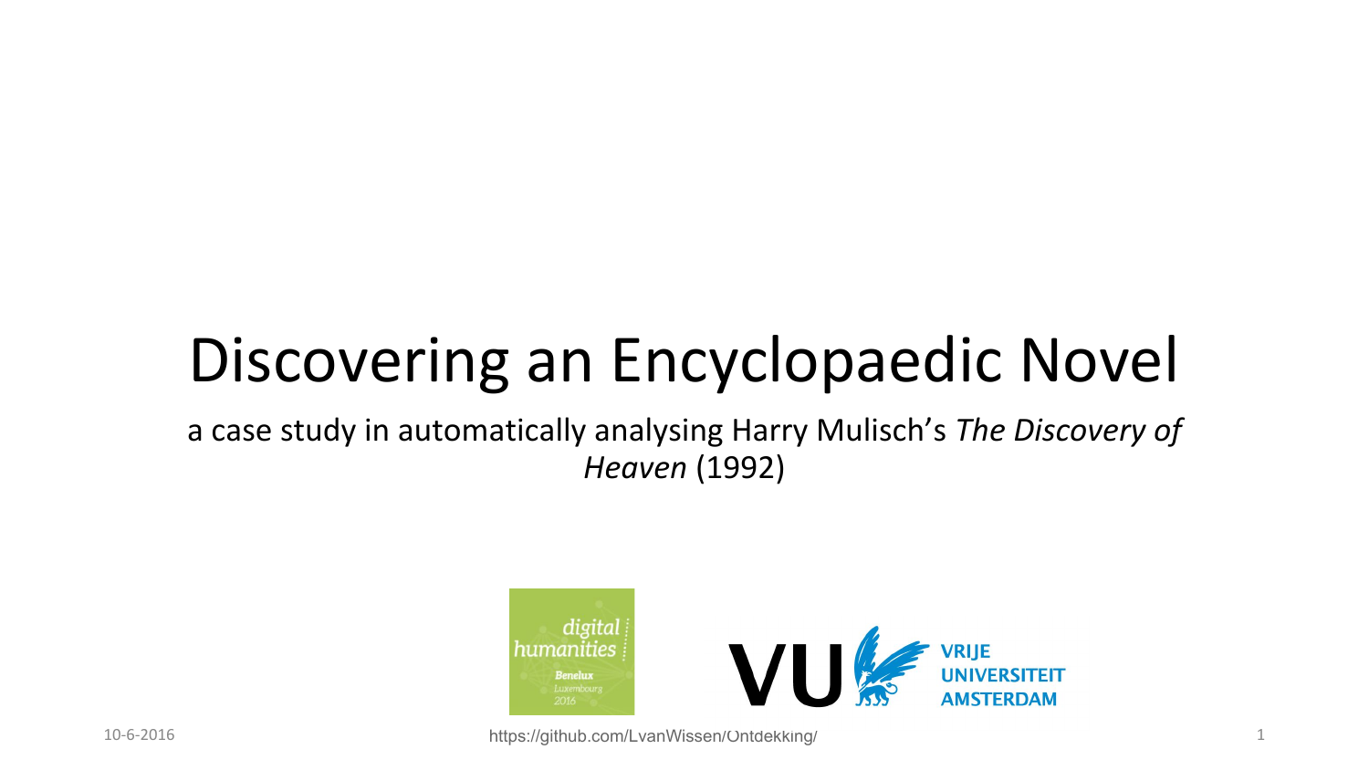# Discovering an Encyclopaedic Novel

a case study in automatically analysing Harry Mulisch's *The Discovery of Heaven* (1992)

digital humanities Benelux Luxembourg 2016

VU VRIJE UNIVERSITEIT AMSTERDAM

10-6-2016

https://github.com/LvanWissen/Ontdekking/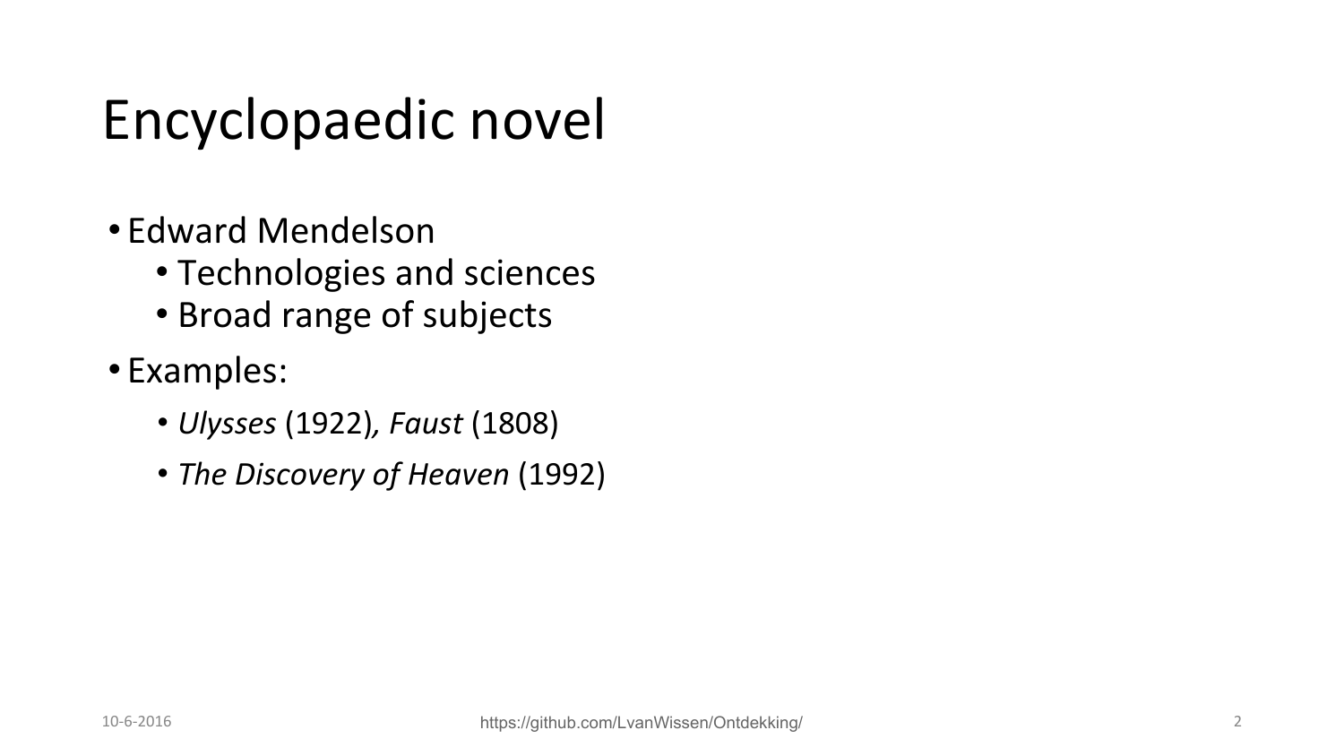# Encyclopaedic novel

- Edward Mendelson
  - Technologies and sciences
  - Broad range of subjects
- Examples:
  - *Ulysses* (1922), *Faust* (1808)
  - *The Discovery of Heaven* (1992)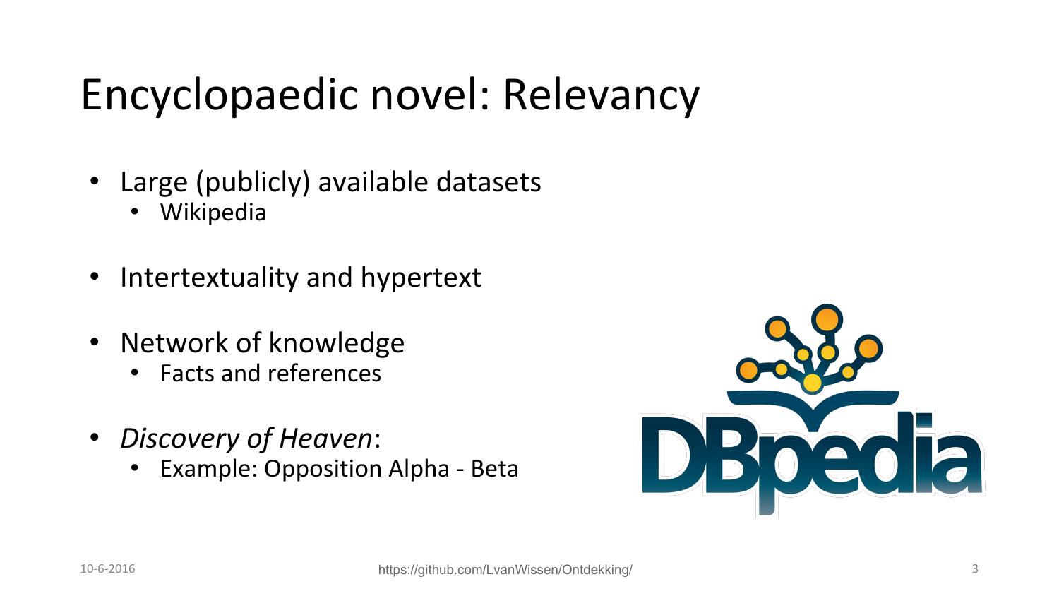# Encyclopaedic novel: Relevancy

- Large (publicly) available datasets
  - Wikipedia
- Intertextuality and hypertext
- Network of knowledge
  - Facts and references
- *Discovery of Heaven*:
  - Example: Opposition Alpha - Beta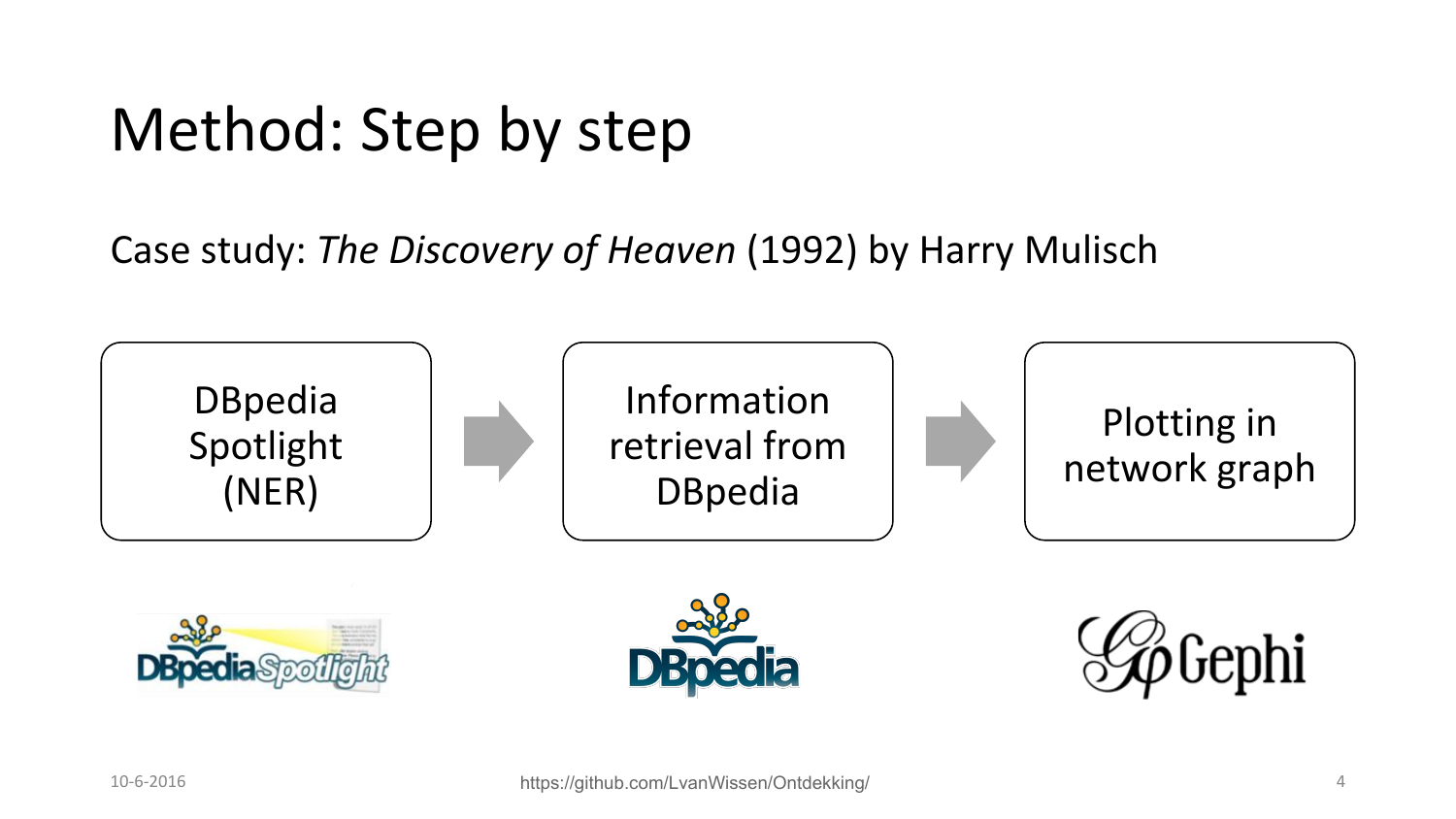# Method: Step by step

Case study: *The Discovery of Heaven* (1992) by Harry Mulisch

DBpedia Spotlight (NER) → Information retrieval from DBpedia → Plotting in network graph

10-6-2016

https://github.com/LvanWissen/Ontdekking/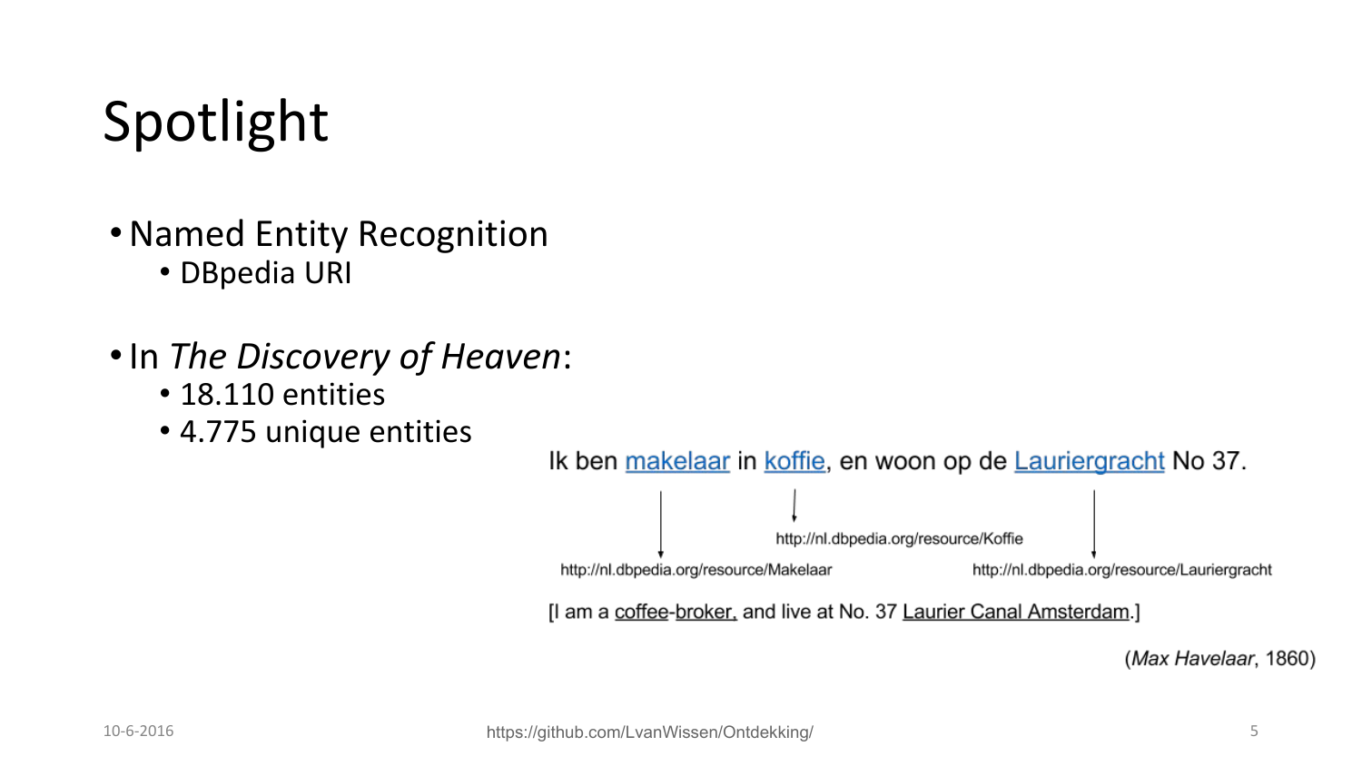# Spotlight

- Named Entity Recognition
  - DBpedia URI

- In *The Discovery of Heaven*:
  - 18.110 entities
  - 4.775 unique entities

Ik ben makelaar in koffie, en woon op de Lauriergracht No 37.

- makelaar → http://nl.dbpedia.org/resource/Makelaar
- koffie → http://nl.dbpedia.org/resource/Koffie
- Lauriergracht → http://nl.dbpedia.org/resource/Lauriergracht

[I am a coffee-broker, and live at No. 37 Laurier Canal Amsterdam.]

(*Max Havelaar*, 1860)

https://github.com/LvanWissen/Ontdekking/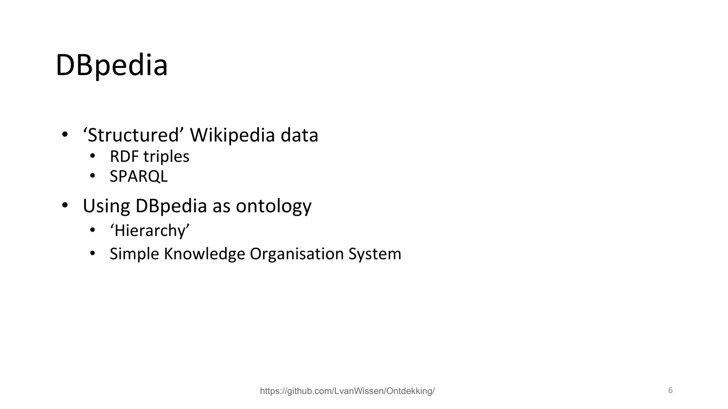# DBpedia

- ‘Structured’ Wikipedia data
  - RDF triples
  - SPARQL
- Using DBpedia as ontology
  - ‘Hierarchy’
  - Simple Knowledge Organisation System

https://github.com/LvanWissen/Ontdekking/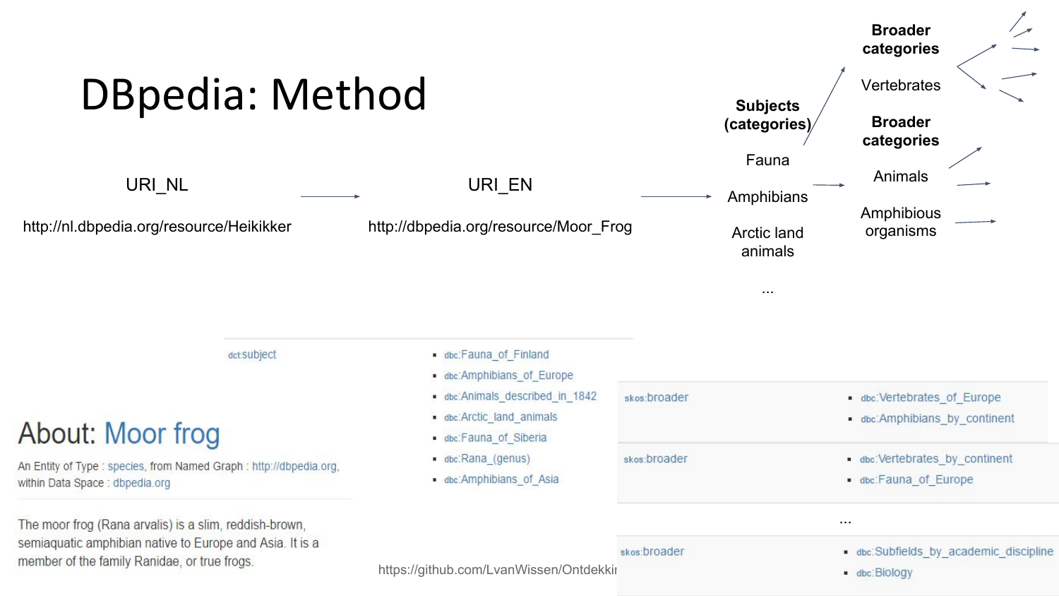# DBpedia: Method

URI_NL → URI_EN → Subjects (categories) → Broader categories

URI_NL

http://nl.dbpedia.org/resource/Heikikker

URI_EN

http://dbpedia.org/resource/Moor_Frog

**Subjects (categories)**

Fauna

Amphibians

Arctic land animals

...

**Broader categories**

Vertebrates

**Broader categories**

Animals

Amphibious organisms

| dct:subject | |
|---|---|
| | dbc:Fauna_of_Finland |
| | dbc:Amphibians_of_Europe |
| | dbc:Animals_described_in_1842 |
| | dbc:Arctic_land_animals |
| | dbc:Fauna_of_Siberia |
| | dbc:Rana_(genus) |
| | dbc:Amphibians_of_Asia |

About: Moor frog

An Entity of Type : species, from Named Graph : http://dbpedia.org, within Data Space : dbpedia.org

The moor frog (Rana arvalis) is a slim, reddish-brown, semiaquatic amphibian native to Europe and Asia. It is a member of the family Ranidae, or true frogs.

| skos:broader | |
|---|---|
| | dbc:Vertebrates_of_Europe |
| | dbc:Amphibians_by_continent |
| skos:broader | dbc:Vertebrates_by_continent |
| | dbc:Fauna_of_Europe |
| ... | |
| skos:broader | dbc:Subfields_by_academic_discipline |
| | dbc:Biology |

https://github.com/LvanWissen/Ontdekkir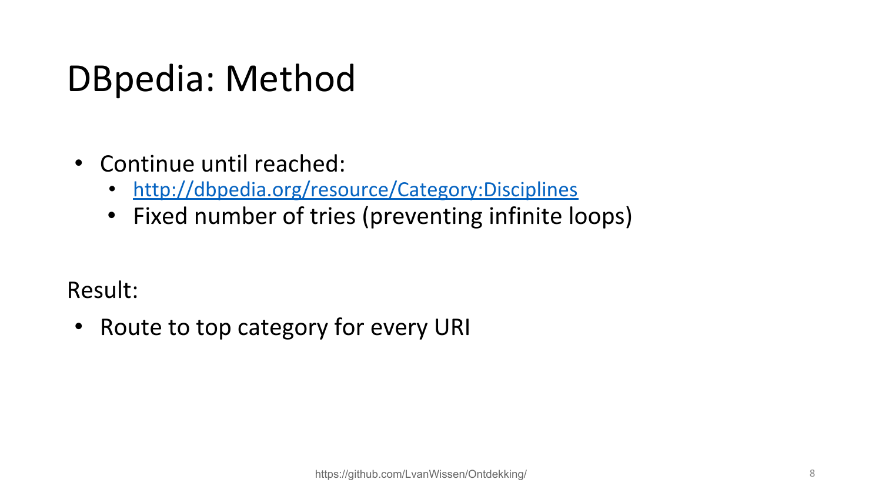# DBpedia: Method

- Continue until reached:
  - [http://dbpedia.org/resource/Category:Disciplines](http://dbpedia.org/resource/Category:Disciplines)
  - Fixed number of tries (preventing infinite loops)

Result:

- Route to top category for every URI

https://github.com/LvanWissen/Ontdekking/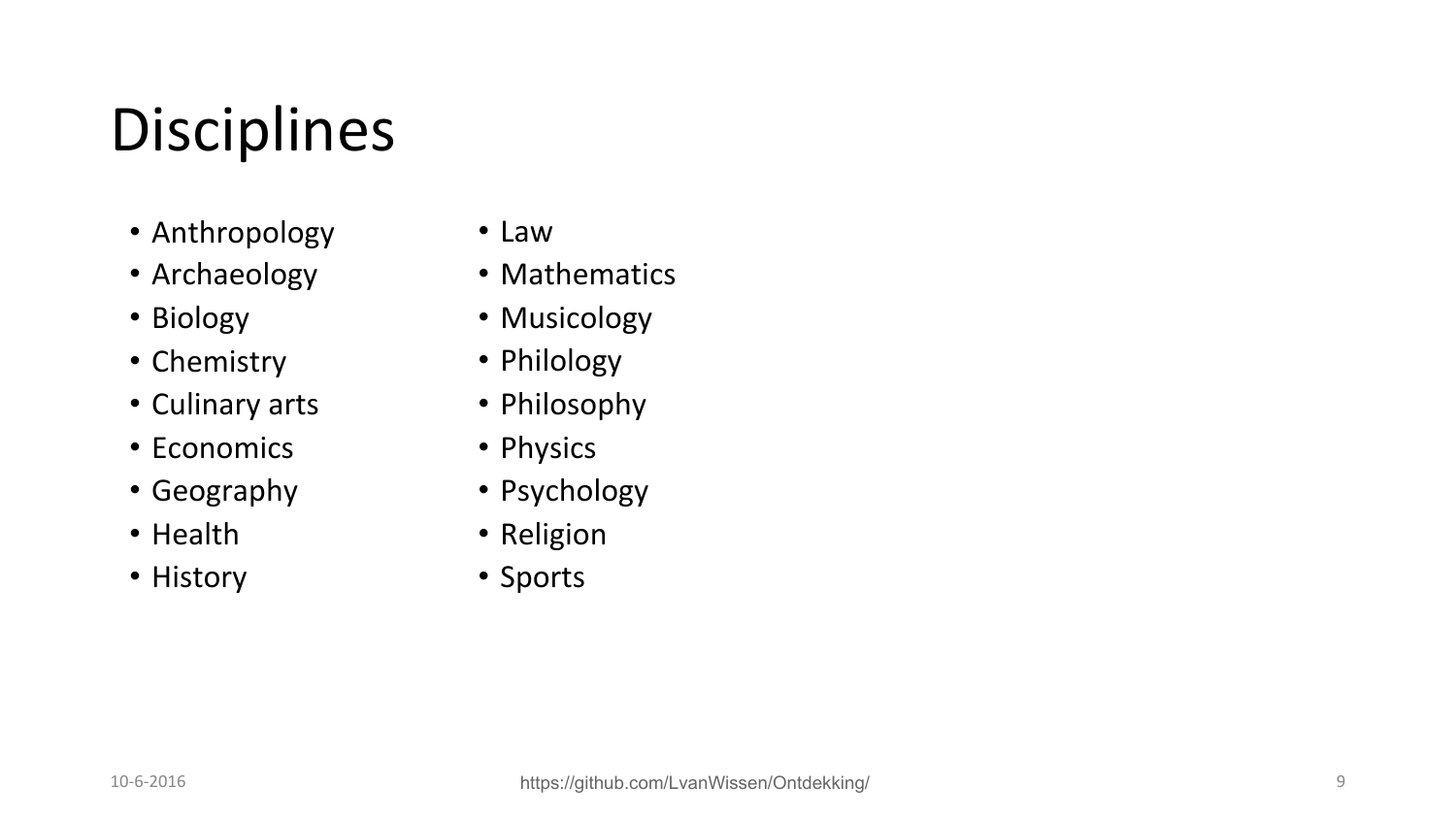# Disciplines

- Anthropology
- Archaeology
- Biology
- Chemistry
- Culinary arts
- Economics
- Geography
- Health
- History
- Law
- Mathematics
- Musicology
- Philology
- Philosophy
- Physics
- Psychology
- Religion
- Sports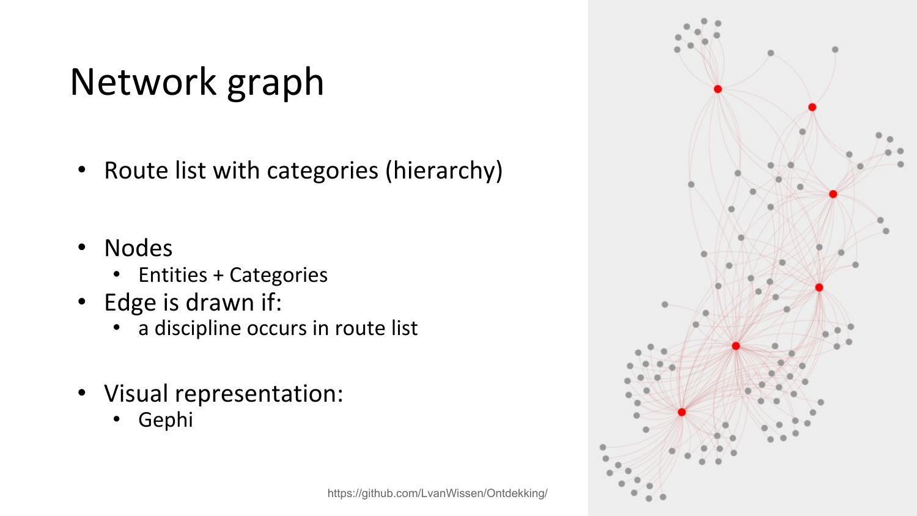# Network graph

- Route list with categories (hierarchy)

- Nodes
  - Entities + Categories
- Edge is drawn if:
  - a discipline occurs in route list

- Visual representation:
  - Gephi

https://github.com/LvanWissen/Ontdekking/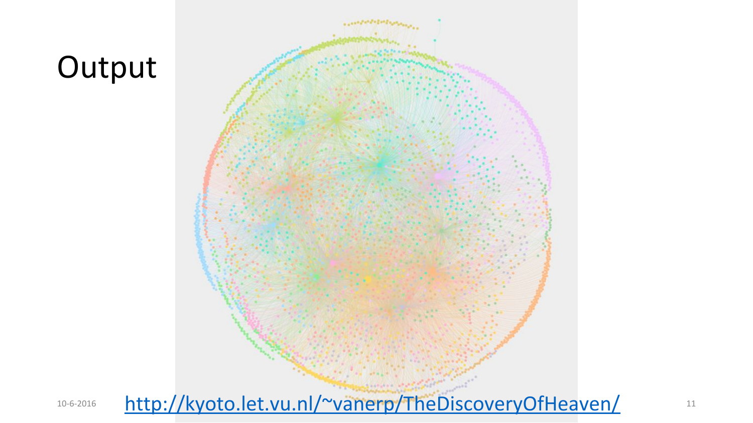# Output

http://kyoto.let.vu.nl/~vanerp/TheDiscoveryOfHeaven/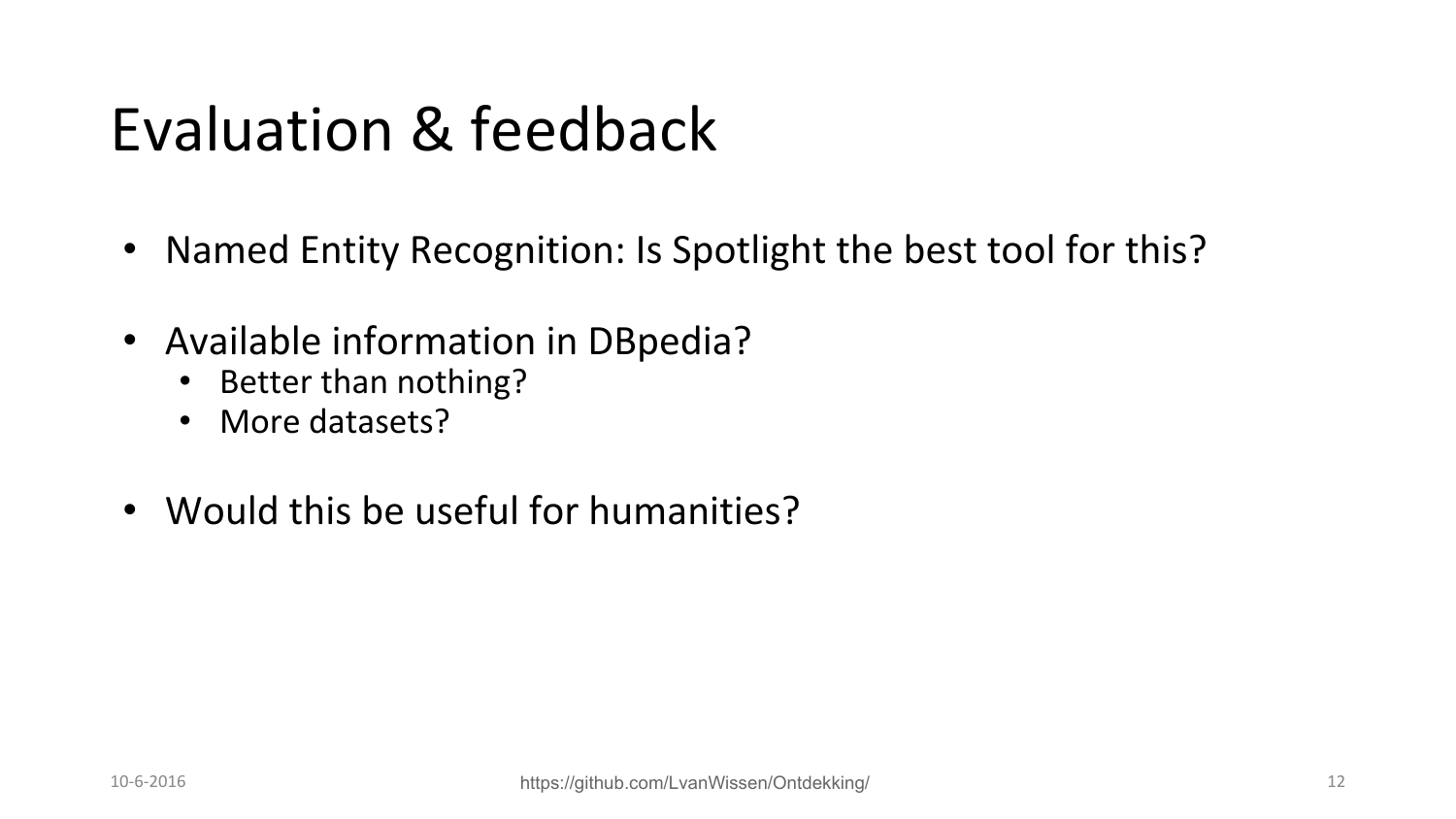# Evaluation & feedback

- Named Entity Recognition: Is Spotlight the best tool for this?
- Available information in DBpedia?
  - Better than nothing?
  - More datasets?
- Would this be useful for humanities?